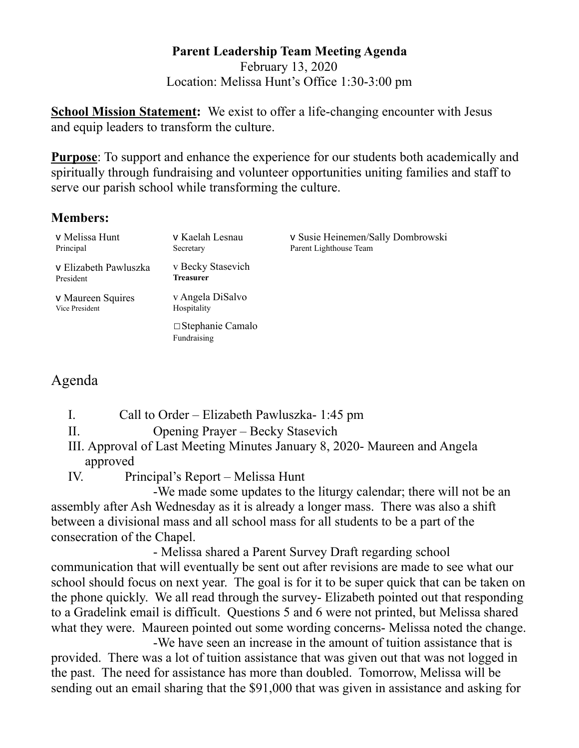**Parent Leadership Team Meeting Agenda**

February 13, 2020

Location: Melissa Hunt's Office 1:30-3:00 pm

**School Mission Statement:** We exist to offer a life-changing encounter with Jesus and equip leaders to transform the culture.

**Purpose**: To support and enhance the experience for our students both academically and spiritually through fundraising and volunteer opportunities uniting families and staff to serve our parish school while transforming the culture.

**Members:**

| | | |
|---|---|---|
| v Melissa Hunt<br>Principal | v Kaelah Lesnau<br>Secretary | v Susie Heinemen/Sally Dombrowski<br>Parent Lighthouse Team |
| v Elizabeth Pawluszka<br>President | v Becky Stasevich<br>**Treasurer** | |
| v Maureen Squires<br>Vice President | v Angela DiSalvo<br>Hospitality | |
| | □ Stephanie Camalo<br>Fundraising | |

# Agenda

I. Call to Order – Elizabeth Pawluszka- 1:45 pm

II. Opening Prayer – Becky Stasevich

III. Approval of Last Meeting Minutes January 8, 2020- Maureen and Angela approved

IV. Principal's Report – Melissa Hunt

-We made some updates to the liturgy calendar; there will not be an assembly after Ash Wednesday as it is already a longer mass. There was also a shift between a divisional mass and all school mass for all students to be a part of the consecration of the Chapel.

- Melissa shared a Parent Survey Draft regarding school communication that will eventually be sent out after revisions are made to see what our school should focus on next year. The goal is for it to be super quick that can be taken on the phone quickly. We all read through the survey- Elizabeth pointed out that responding to a Gradelink email is difficult. Questions 5 and 6 were not printed, but Melissa shared what they were. Maureen pointed out some wording concerns- Melissa noted the change.

-We have seen an increase in the amount of tuition assistance that is provided. There was a lot of tuition assistance that was given out that was not logged in the past. The need for assistance has more than doubled. Tomorrow, Melissa will be sending out an email sharing that the $91,000 that was given in assistance and asking for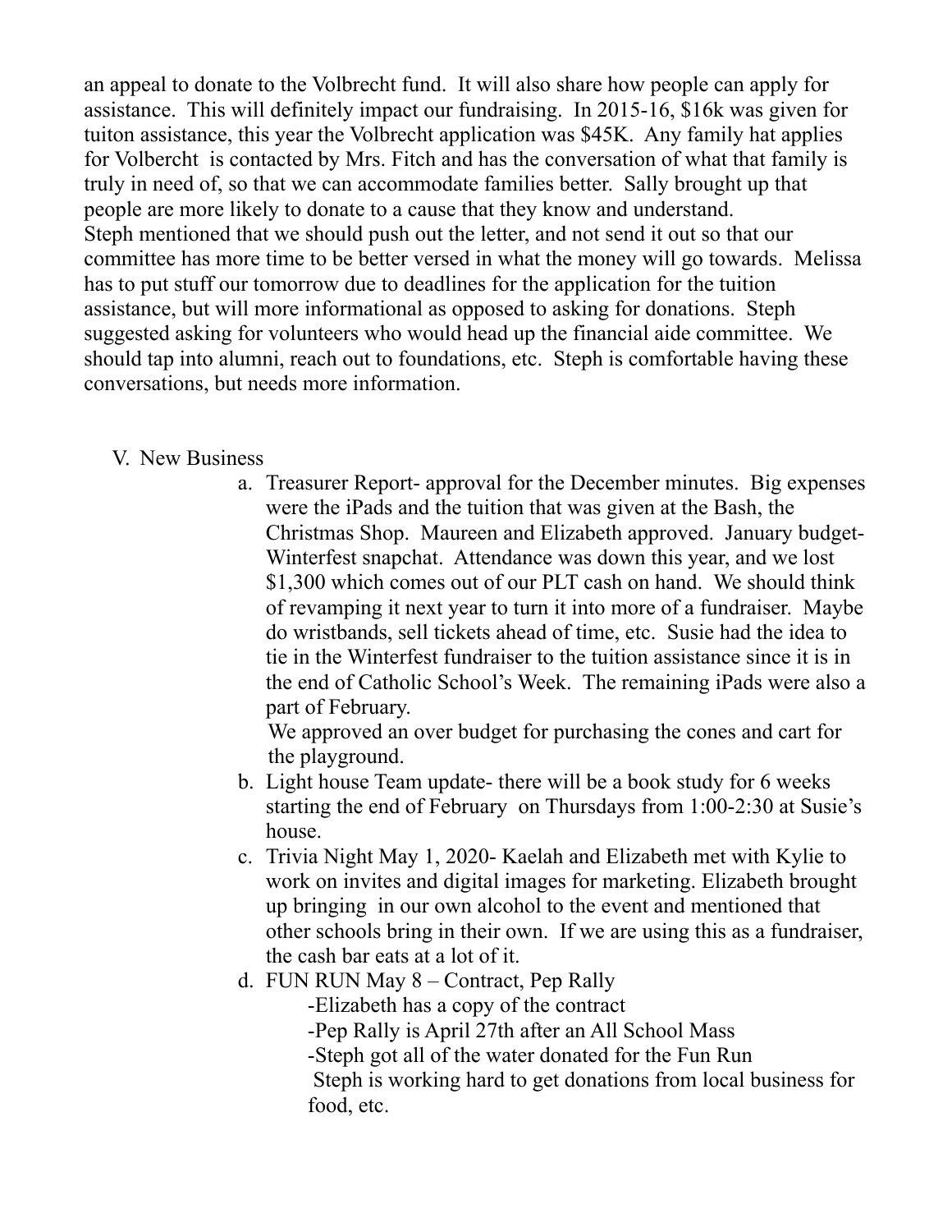an appeal to donate to the Volbrecht fund. It will also share how people can apply for assistance. This will definitely impact our fundraising. In 2015-16, $16k was given for tuiton assistance, this year the Volbrecht application was $45K. Any family hat applies for Volbercht is contacted by Mrs. Fitch and has the conversation of what that family is truly in need of, so that we can accommodate families better. Sally brought up that people are more likely to donate to a cause that they know and understand.
Steph mentioned that we should push out the letter, and not send it out so that our committee has more time to be better versed in what the money will go towards. Melissa has to put stuff our tomorrow due to deadlines for the application for the tuition assistance, but will more informational as opposed to asking for donations. Steph suggested asking for volunteers who would head up the financial aide committee. We should tap into alumni, reach out to foundations, etc. Steph is comfortable having these conversations, but needs more information.

V. New Business

a. Treasurer Report- approval for the December minutes. Big expenses were the iPads and the tuition that was given at the Bash, the Christmas Shop. Maureen and Elizabeth approved. January budget- Winterfest snapchat. Attendance was down this year, and we lost $1,300 which comes out of our PLT cash on hand. We should think of revamping it next year to turn it into more of a fundraiser. Maybe do wristbands, sell tickets ahead of time, etc. Susie had the idea to tie in the Winterfest fundraiser to the tuition assistance since it is in the end of Catholic School's Week. The remaining iPads were also a part of February.
We approved an over budget for purchasing the cones and cart for the playground.

b. Light house Team update- there will be a book study for 6 weeks starting the end of February on Thursdays from 1:00-2:30 at Susie's house.

c. Trivia Night May 1, 2020- Kaelah and Elizabeth met with Kylie to work on invites and digital images for marketing. Elizabeth brought up bringing in our own alcohol to the event and mentioned that other schools bring in their own. If we are using this as a fundraiser, the cash bar eats at a lot of it.

d. FUN RUN May 8 – Contract, Pep Rally
   - Elizabeth has a copy of the contract
   - Pep Rally is April 27th after an All School Mass
   - Steph got all of the water donated for the Fun Run
   Steph is working hard to get donations from local business for food, etc.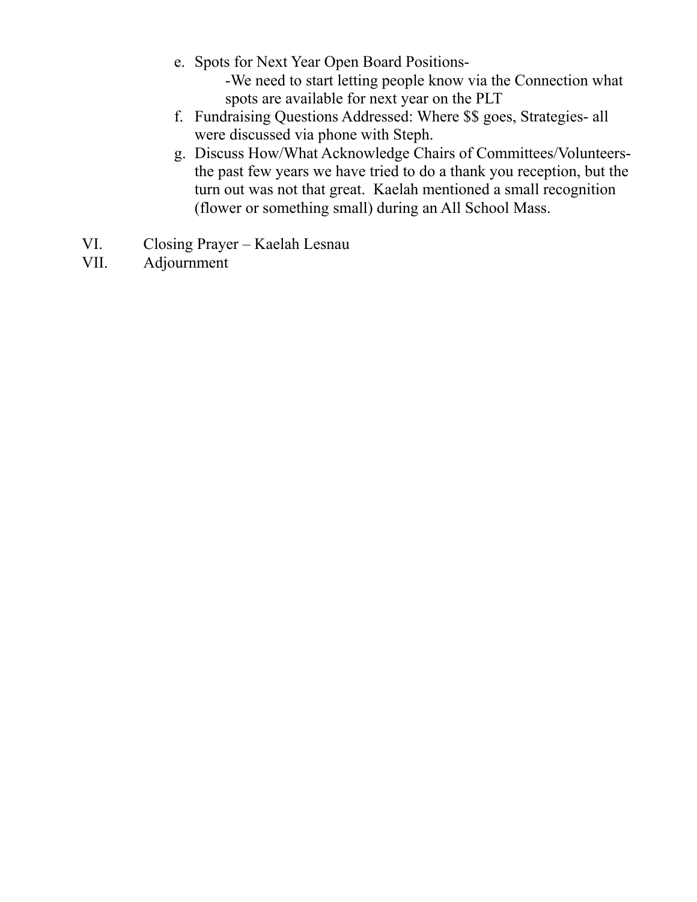e. Spots for Next Year Open Board Positions-
   -We need to start letting people know via the Connection what spots are available for next year on the PLT
f. Fundraising Questions Addressed: Where $$ goes, Strategies- all were discussed via phone with Steph.
g. Discuss How/What Acknowledge Chairs of Committees/Volunteers- the past few years we have tried to do a thank you reception, but the turn out was not that great. Kaelah mentioned a small recognition (flower or something small) during an All School Mass.

VI. Closing Prayer – Kaelah Lesnau

VII. Adjournment